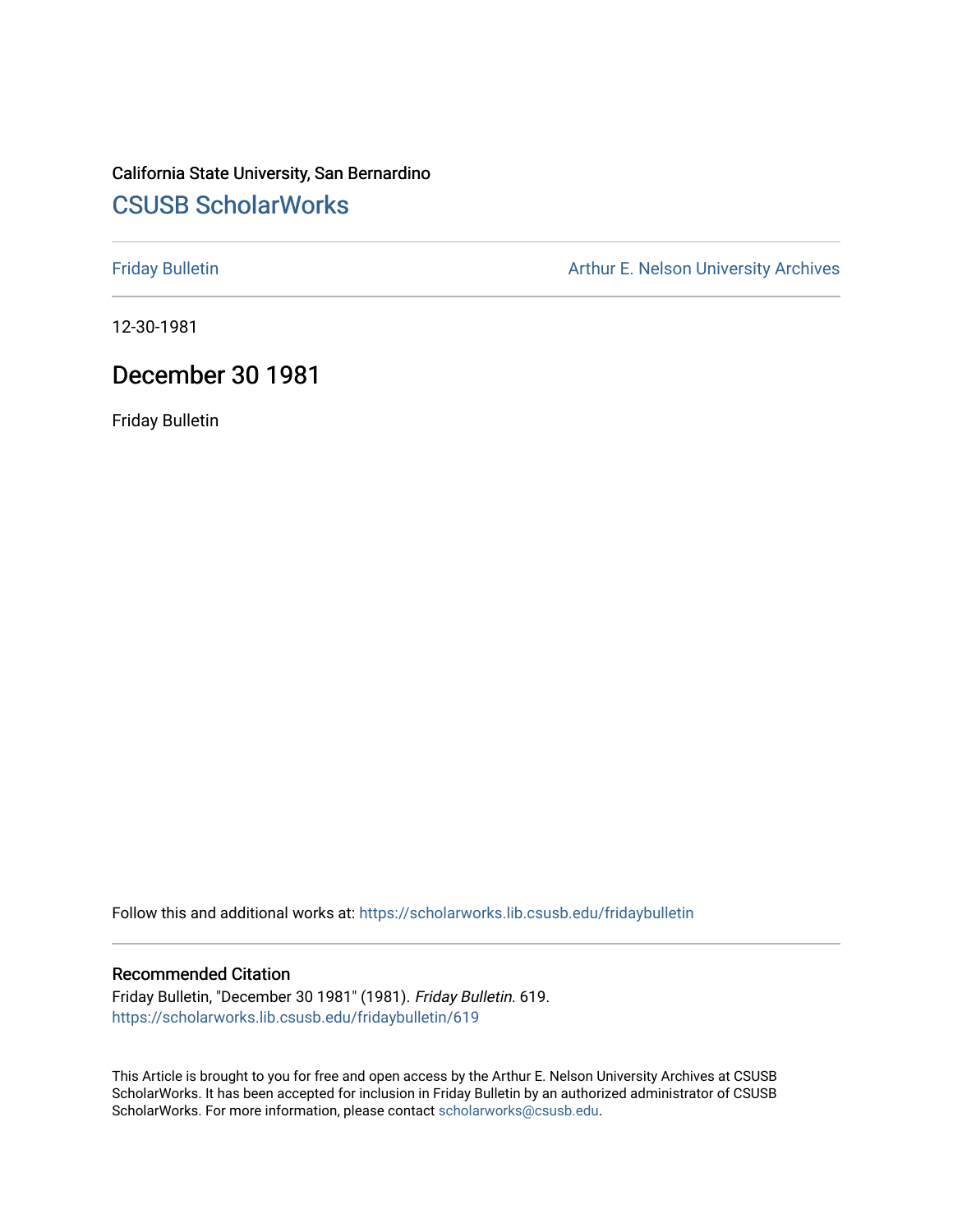California State University, San Bernardino

# CSUSB ScholarWorks

Friday Bulletin

Arthur E. Nelson University Archives

12-30-1981

## December 30 1981

Friday Bulletin

Follow this and additional works at: https://scholarworks.lib.csusb.edu/fridaybulletin

### Recommended Citation

Friday Bulletin, "December 30 1981" (1981). *Friday Bulletin*. 619.
https://scholarworks.lib.csusb.edu/fridaybulletin/619

This Article is brought to you for free and open access by the Arthur E. Nelson University Archives at CSUSB ScholarWorks. It has been accepted for inclusion in Friday Bulletin by an authorized administrator of CSUSB ScholarWorks. For more information, please contact scholarworks@csusb.edu.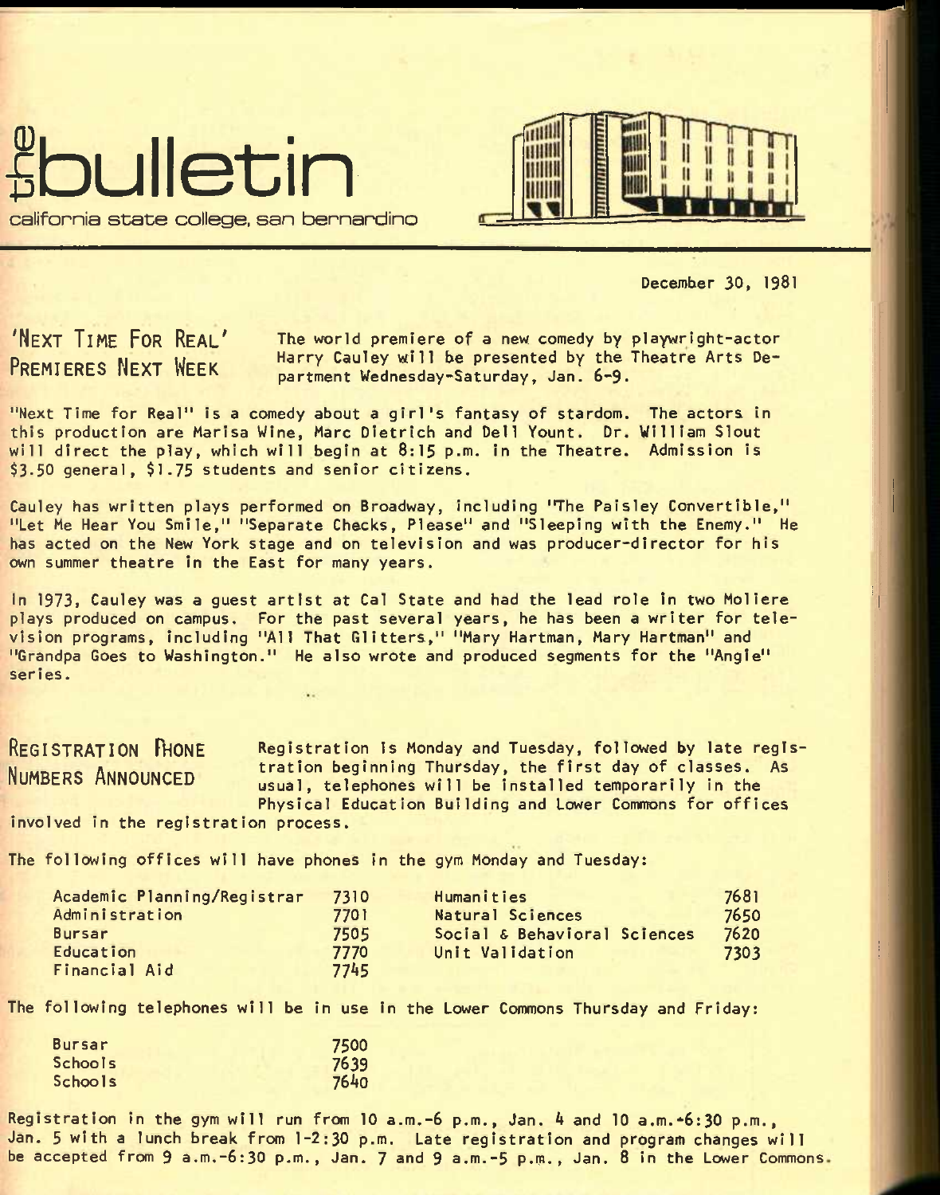# the bulletin

california state college, san bernardino

December 30, 1981

## 'NEXT TIME FOR REAL' PREMIERES NEXT WEEK

The world premiere of a new comedy by playwright-actor Harry Cauley will be presented by the Theatre Arts Department Wednesday-Saturday, Jan. 6-9.

"Next Time for Real" is a comedy about a girl's fantasy of stardom. The actors in this production are Marisa Wine, Marc Dietrich and Dell Yount. Dr. William Slout will direct the play, which will begin at 8:15 p.m. in the Theatre. Admission is $3.50 general, $1.75 students and senior citizens.

Cauley has written plays performed on Broadway, including "The Paisley Convertible," "Let Me Hear You Smile," "Separate Checks, Please" and "Sleeping with the Enemy." He has acted on the New York stage and on television and was producer-director for his own summer theatre in the East for many years.

In 1973, Cauley was a guest artist at Cal State and had the lead role in two Moliere plays produced on campus. For the past several years, he has been a writer for television programs, including "All That Glitters," "Mary Hartman, Mary Hartman" and "Grandpa Goes to Washington." He also wrote and produced segments for the "Angie" series.

## REGISTRATION PHONE NUMBERS ANNOUNCED

Registration is Monday and Tuesday, followed by late registration beginning Thursday, the first day of classes. As usual, telephones will be installed temporarily in the Physical Education Building and Lower Commons for offices involved in the registration process.

The following offices will have phones in the gym Monday and Tuesday:

| Office | Phone | Office | Phone |
|---|---|---|---|
| Academic Planning/Registrar | 7310 | Humanities | 7681 |
| Administration | 7701 | Natural Sciences | 7650 |
| Bursar | 7505 | Social & Behavioral Sciences | 7620 |
| Education | 7770 | Unit Validation | 7303 |
| Financial Aid | 7745 | | |

The following telephones will be in use in the Lower Commons Thursday and Friday:

| Office | Phone |
|---|---|
| Bursar | 7500 |
| Schools | 7639 |
| Schools | 7640 |

Registration in the gym will run from 10 a.m.-6 p.m., Jan. 4 and 10 a.m.-6:30 p.m., Jan. 5 with a lunch break from 1-2:30 p.m. Late registration and program changes will be accepted from 9 a.m.-6:30 p.m., Jan. 7 and 9 a.m.-5 p.m., Jan. 8 in the Lower Commons.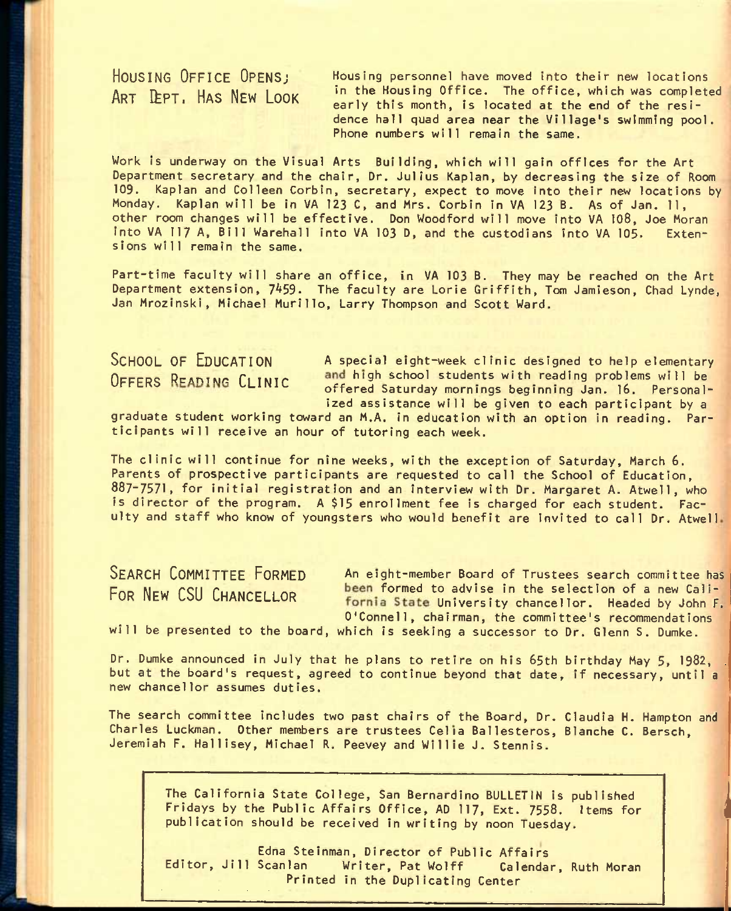## HOUSING OFFICE OPENS; ART DEPT. HAS NEW LOOK

Housing personnel have moved into their new locations in the Housing Office. The office, which was completed early this month, is located at the end of the residence hall quad area near the Village's swimming pool. Phone numbers will remain the same.

Work is underway on the Visual Arts Building, which will gain offices for the Art Department secretary and the chair, Dr. Julius Kaplan, by decreasing the size of Room 109. Kaplan and Colleen Corbin, secretary, expect to move into their new locations by Monday. Kaplan will be in VA 123 C, and Mrs. Corbin in VA 123 B. As of Jan. 11, other room changes will be effective. Don Woodford will move into VA 108, Joe Moran into VA 117 A, Bill Warehall into VA 103 D, and the custodians into VA 105. Extensions will remain the same.

Part-time faculty will share an office, in VA 103 B. They may be reached on the Art Department extension, 7459. The faculty are Lorie Griffith, Tom Jamieson, Chad Lynde, Jan Mrozinski, Michael Murillo, Larry Thompson and Scott Ward.

## SCHOOL OF EDUCATION OFFERS READING CLINIC

A special eight-week clinic designed to help elementary and high school students with reading problems will be offered Saturday mornings beginning Jan. 16. Personalized assistance will be given to each participant by a graduate student working toward an M.A. in education with an option in reading. Participants will receive an hour of tutoring each week.

The clinic will continue for nine weeks, with the exception of Saturday, March 6. Parents of prospective participants are requested to call the School of Education, 887-7571, for initial registration and an interview with Dr. Margaret A. Atwell, who is director of the program. A $15 enrollment fee is charged for each student. Faculty and staff who know of youngsters who would benefit are invited to call Dr. Atwell.

## SEARCH COMMITTEE FORMED FOR NEW CSU CHANCELLOR

An eight-member Board of Trustees search committee has been formed to advise in the selection of a new California State University chancellor. Headed by John F. O'Connell, chairman, the committee's recommendations will be presented to the board, which is seeking a successor to Dr. Glenn S. Dumke.

Dr. Dumke announced in July that he plans to retire on his 65th birthday May 5, 1982, but at the board's request, agreed to continue beyond that date, if necessary, until a new chancellor assumes duties.

The search committee includes two past chairs of the Board, Dr. Claudia H. Hampton and Charles Luckman. Other members are trustees Celia Ballesteros, Blanche C. Bersch, Jeremiah F. Hallisey, Michael R. Peevey and Willie J. Stennis.

---

The California State College, San Bernardino BULLETIN is published Fridays by the Public Affairs Office, AD 117, Ext. 7558. Items for publication should be received in writing by noon Tuesday.

Edna Steinman, Director of Public Affairs
Editor, Jill Scanlan  Writer, Pat Wolff  Calendar, Ruth Moran
Printed in the Duplicating Center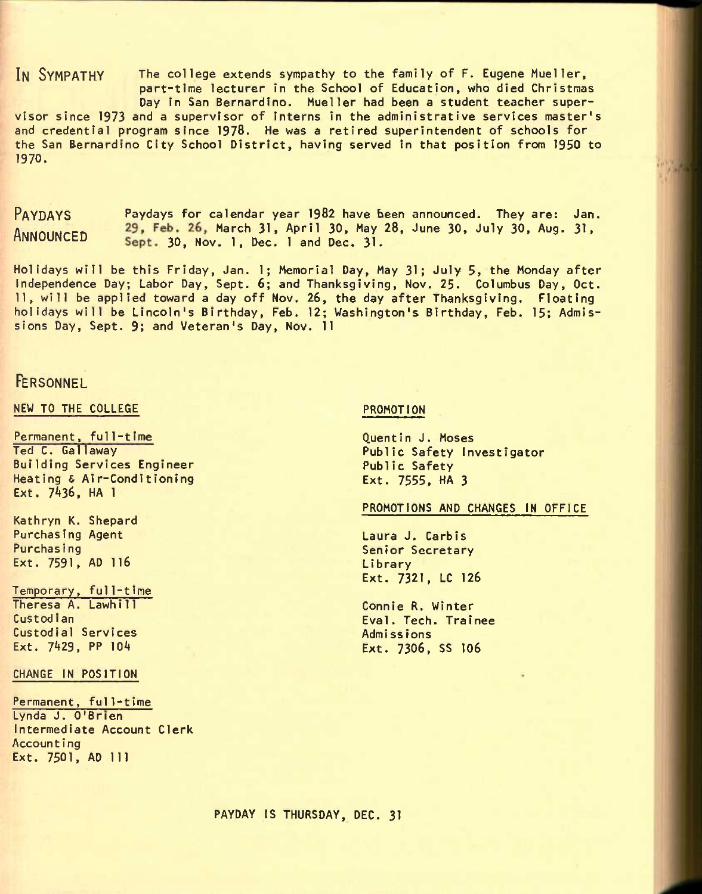## IN SYMPATHY

The college extends sympathy to the family of F. Eugene Mueller, part-time lecturer in the School of Education, who died Christmas Day in San Bernardino. Mueller had been a student teacher supervisor since 1973 and a supervisor of interns in the administrative services master's and credential program since 1978. He was a retired superintendent of schools for the San Bernardino City School District, having served in that position from 1950 to 1970.

## PAYDAYS ANNOUNCED

Paydays for calendar year 1982 have been announced. They are: Jan. 29, Feb. 26, March 31, April 30, May 28, June 30, July 30, Aug. 31, Sept. 30, Nov. 1, Dec. 1 and Dec. 31.

Holidays will be this Friday, Jan. 1; Memorial Day, May 31; July 5, the Monday after Independence Day; Labor Day, Sept. 6; and Thanksgiving, Nov. 25. Columbus Day, Oct. 11, will be applied toward a day off Nov. 26, the day after Thanksgiving. Floating holidays will be Lincoln's Birthday, Feb. 12; Washington's Birthday, Feb. 15; Admissions Day, Sept. 9; and Veteran's Day, Nov. 11

## PERSONNEL

### NEW TO THE COLLEGE

Permanent, full-time

Ted C. Gallaway
Building Services Engineer
Heating & Air-Conditioning
Ext. 7436, HA 1

Kathryn K. Shepard
Purchasing Agent
Purchasing
Ext. 7591, AD 116

Temporary, full-time

Theresa A. Lawhill
Custodian
Custodial Services
Ext. 7429, PP 104

### CHANGE IN POSITION

Permanent, full-time

Lynda J. O'Brien
Intermediate Account Clerk
Accounting
Ext. 7501, AD 111

### PROMOTION

Quentin J. Moses
Public Safety Investigator
Public Safety
Ext. 7555, HA 3

### PROMOTIONS AND CHANGES IN OFFICE

Laura J. Carbis
Senior Secretary
Library
Ext. 7321, LC 126

Connie R. Winter
Eval. Tech. Trainee
Admissions
Ext. 7306, SS 106

PAYDAY IS THURSDAY, DEC. 31